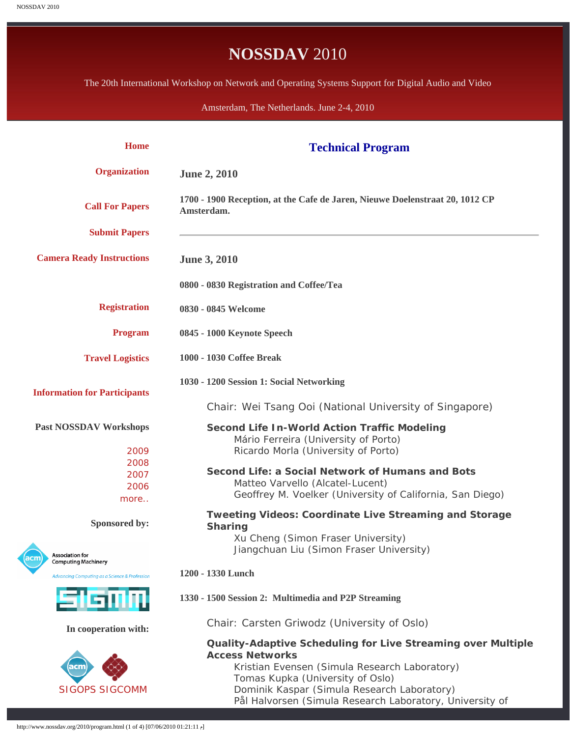# NOSSDAV 2010

The 20th International Workshop on Network and Operating Systems Support for Digital Audio and Video

Amsterdam, The Netherlands. June 2-4, 2010

- Home
- Organization
- Call For Papers
- Submit Papers
- Camera Ready Instructions
- Registration
- Program
- Travel Logistics
- Information for Participants

**Past NOSSDAV Workshops**

- 2009
- 2008
- 2007
- 2006
- more..

**Sponsored by:**

**In cooperation with:**

SIGOPS SIGCOMM

## Technical Program

### June 2, 2010

**1700 - 1900 Reception, at the Cafe de Jaren, Nieuwe Doelenstraat 20, 1012 CP Amsterdam.**

---

### June 3, 2010

**0800 - 0830 Registration and Coffee/Tea**

**0830 - 0845 Welcome**

**0845 - 1000 Keynote Speech**

**1000 - 1030 Coffee Break**

**1030 - 1200 Session 1: Social Networking**

Chair: Wei Tsang Ooi (National University of Singapore)

**Second Life In-World Action Traffic Modeling**
Mário Ferreira (University of Porto)
Ricardo Morla (University of Porto)

**Second Life: a Social Network of Humans and Bots**
Matteo Varvello (Alcatel-Lucent)
Geoffrey M. Voelker (University of California, San Diego)

**Tweeting Videos: Coordinate Live Streaming and Storage Sharing**
Xu Cheng (Simon Fraser University)
Jiangchuan Liu (Simon Fraser University)

**1200 - 1330 Lunch**

**1330 - 1500 Session 2: Multimedia and P2P Streaming**

Chair: Carsten Griwodz (University of Oslo)

**Quality-Adaptive Scheduling for Live Streaming over Multiple Access Networks**
Kristian Evensen (Simula Research Laboratory)
Tomas Kupka (University of Oslo)
Dominik Kaspar (Simula Research Laboratory)
Pål Halvorsen (Simula Research Laboratory, University of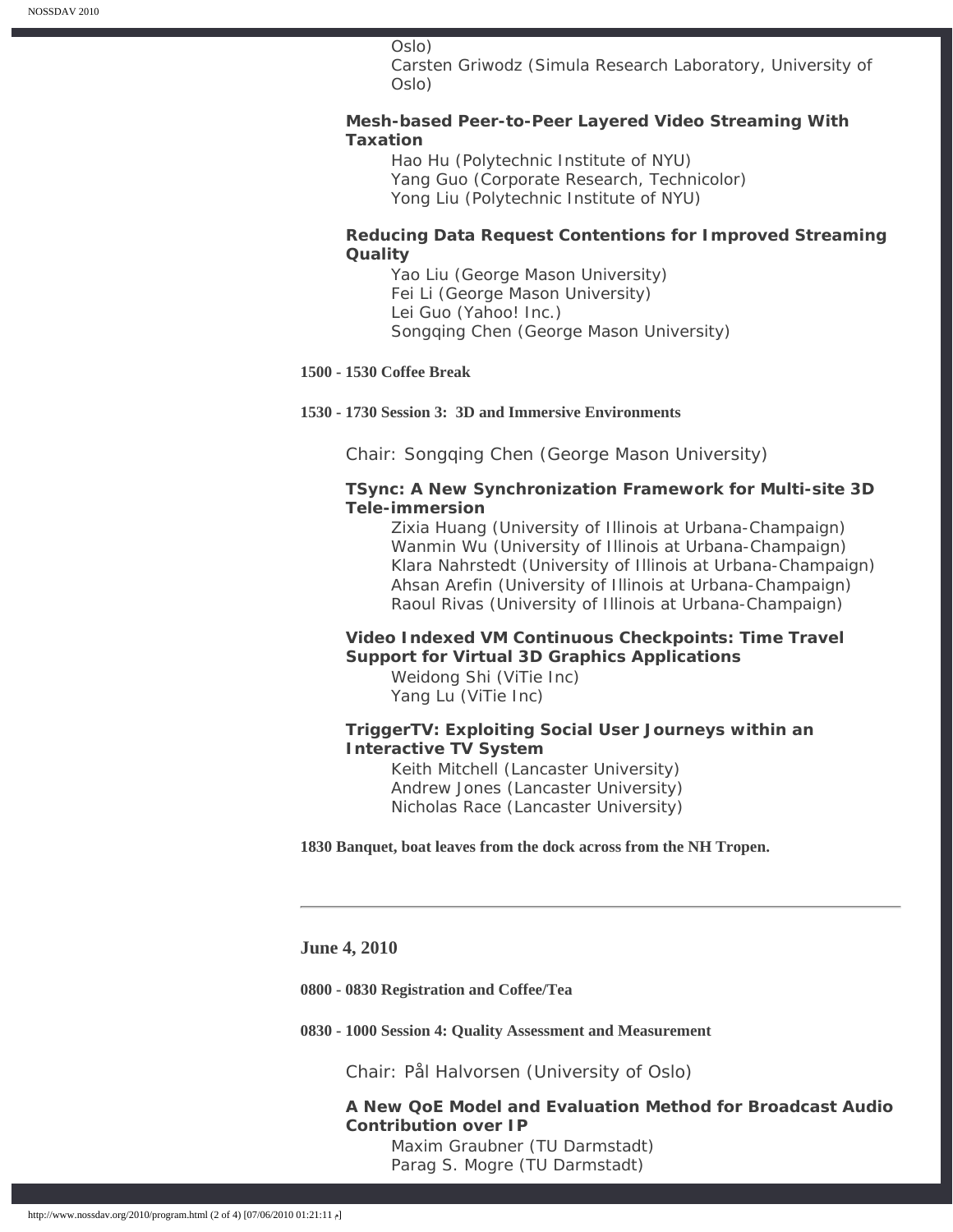Oslo)
Carsten Griwodz (Simula Research Laboratory, University of Oslo)

**Mesh-based Peer-to-Peer Layered Video Streaming With Taxation**

Hao Hu (Polytechnic Institute of NYU)
Yang Guo (Corporate Research, Technicolor)
Yong Liu (Polytechnic Institute of NYU)

**Reducing Data Request Contentions for Improved Streaming Quality**

Yao Liu (George Mason University)
Fei Li (George Mason University)
Lei Guo (Yahoo! Inc.)
Songqing Chen (George Mason University)

**1500 - 1530 Coffee Break**

**1530 - 1730 Session 3: 3D and Immersive Environments**

Chair: Songqing Chen (George Mason University)

**TSync: A New Synchronization Framework for Multi-site 3D Tele-immersion**

Zixia Huang (University of Illinois at Urbana-Champaign)
Wanmin Wu (University of Illinois at Urbana-Champaign)
Klara Nahrstedt (University of Illinois at Urbana-Champaign)
Ahsan Arefin (University of Illinois at Urbana-Champaign)
Raoul Rivas (University of Illinois at Urbana-Champaign)

**Video Indexed VM Continuous Checkpoints: Time Travel Support for Virtual 3D Graphics Applications**

Weidong Shi (ViTie Inc)
Yang Lu (ViTie Inc)

**TriggerTV: Exploiting Social User Journeys within an Interactive TV System**

Keith Mitchell (Lancaster University)
Andrew Jones (Lancaster University)
Nicholas Race (Lancaster University)

**1830 Banquet, boat leaves from the dock across from the NH Tropen.**

---

## June 4, 2010

**0800 - 0830 Registration and Coffee/Tea**

**0830 - 1000 Session 4: Quality Assessment and Measurement**

Chair: Pål Halvorsen (University of Oslo)

**A New QoE Model and Evaluation Method for Broadcast Audio Contribution over IP**

Maxim Graubner (TU Darmstadt)
Parag S. Mogre (TU Darmstadt)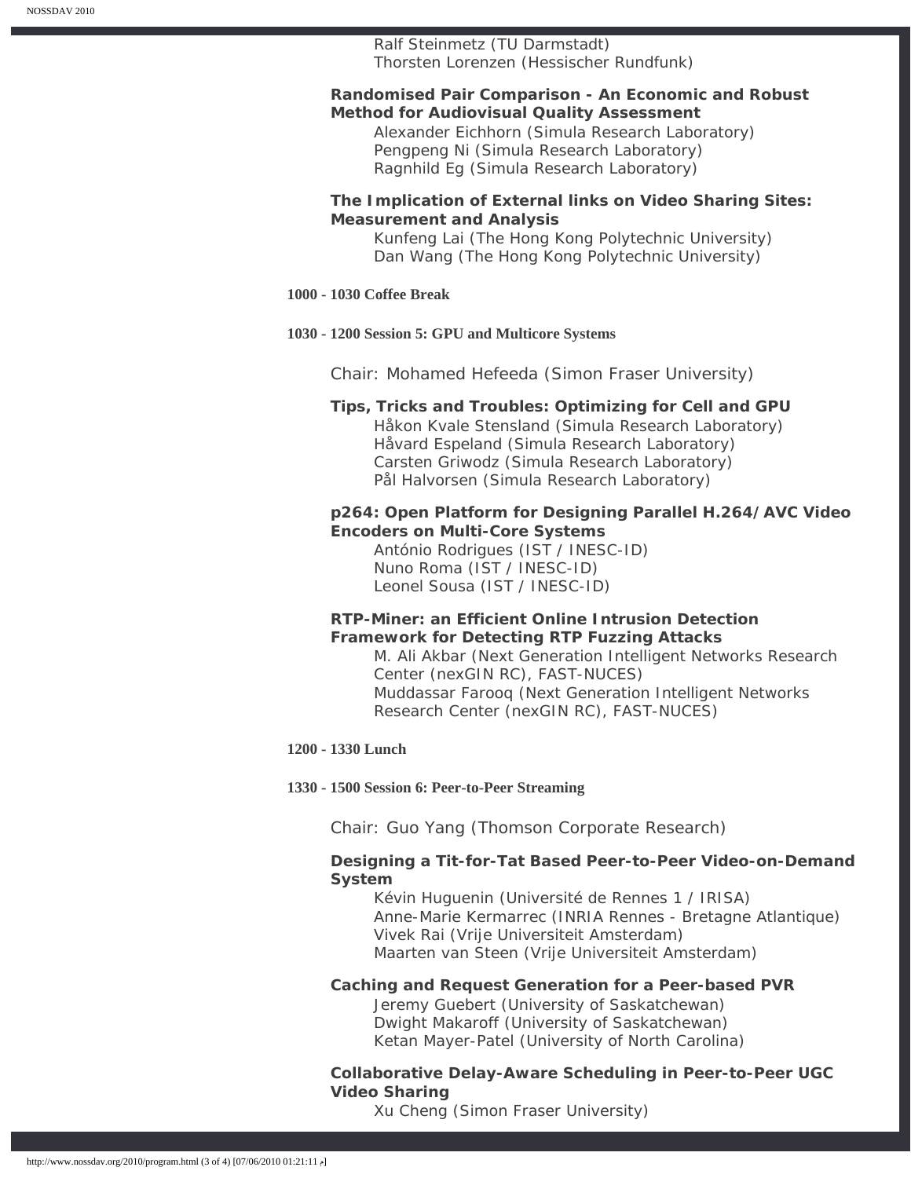Ralf Steinmetz (TU Darmstadt)
Thorsten Lorenzen (Hessischer Rundfunk)

**Randomised Pair Comparison - An Economic and Robust Method for Audiovisual Quality Assessment**
Alexander Eichhorn (Simula Research Laboratory)
Pengpeng Ni (Simula Research Laboratory)
Ragnhild Eg (Simula Research Laboratory)

**The Implication of External links on Video Sharing Sites: Measurement and Analysis**
Kunfeng Lai (The Hong Kong Polytechnic University)
Dan Wang (The Hong Kong Polytechnic University)

**1000 - 1030 Coffee Break**

**1030 - 1200 Session 5: GPU and Multicore Systems**

Chair: Mohamed Hefeeda (Simon Fraser University)

**Tips, Tricks and Troubles: Optimizing for Cell and GPU**
Håkon Kvale Stensland (Simula Research Laboratory)
Håvard Espeland (Simula Research Laboratory)
Carsten Griwodz (Simula Research Laboratory)
Pål Halvorsen (Simula Research Laboratory)

**p264: Open Platform for Designing Parallel H.264/AVC Video Encoders on Multi-Core Systems**
António Rodrigues (IST / INESC-ID)
Nuno Roma (IST / INESC-ID)
Leonel Sousa (IST / INESC-ID)

**RTP-Miner: an Efficient Online Intrusion Detection Framework for Detecting RTP Fuzzing Attacks**
M. Ali Akbar (Next Generation Intelligent Networks Research Center (nexGIN RC), FAST-NUCES)
Muddassar Farooq (Next Generation Intelligent Networks Research Center (nexGIN RC), FAST-NUCES)

**1200 - 1330 Lunch**

**1330 - 1500 Session 6: Peer-to-Peer Streaming**

Chair: Guo Yang (Thomson Corporate Research)

**Designing a Tit-for-Tat Based Peer-to-Peer Video-on-Demand System**
Kévin Huguenin (Université de Rennes 1 / IRISA)
Anne-Marie Kermarrec (INRIA Rennes - Bretagne Atlantique)
Vivek Rai (Vrije Universiteit Amsterdam)
Maarten van Steen (Vrije Universiteit Amsterdam)

**Caching and Request Generation for a Peer-based PVR**
Jeremy Guebert (University of Saskatchewan)
Dwight Makaroff (University of Saskatchewan)
Ketan Mayer-Patel (University of North Carolina)

**Collaborative Delay-Aware Scheduling in Peer-to-Peer UGC Video Sharing**
Xu Cheng (Simon Fraser University)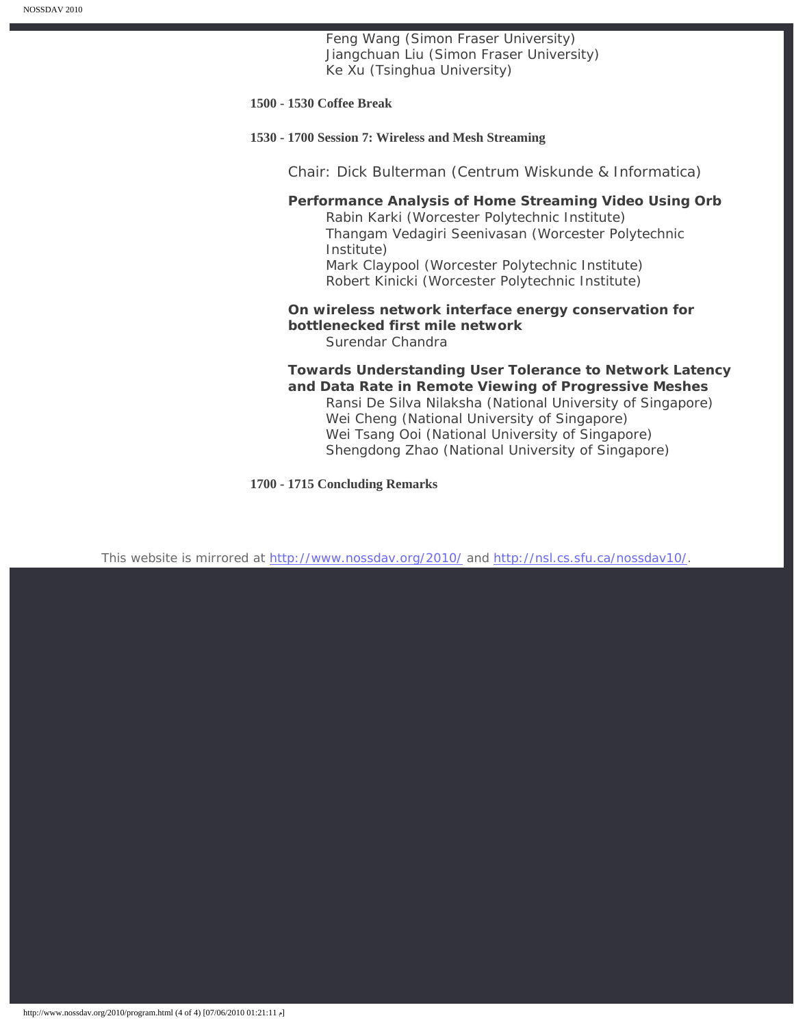Feng Wang (Simon Fraser University)
Jiangchuan Liu (Simon Fraser University)
Ke Xu (Tsinghua University)

**1500 - 1530 Coffee Break**

**1530 - 1700 Session 7: Wireless and Mesh Streaming**

Chair: Dick Bulterman (Centrum Wiskunde & Informatica)

**Performance Analysis of Home Streaming Video Using Orb**
Rabin Karki (Worcester Polytechnic Institute)
Thangam Vedagiri Seenivasan (Worcester Polytechnic Institute)
Mark Claypool (Worcester Polytechnic Institute)
Robert Kinicki (Worcester Polytechnic Institute)

**On wireless network interface energy conservation for bottlenecked first mile network**
Surendar Chandra

**Towards Understanding User Tolerance to Network Latency and Data Rate in Remote Viewing of Progressive Meshes**
Ransi De Silva Nilaksha (National University of Singapore)
Wei Cheng (National University of Singapore)
Wei Tsang Ooi (National University of Singapore)
Shengdong Zhao (National University of Singapore)

**1700 - 1715 Concluding Remarks**

This website is mirrored at http://www.nossdav.org/2010/ and http://nsl.cs.sfu.ca/nossdav10/.